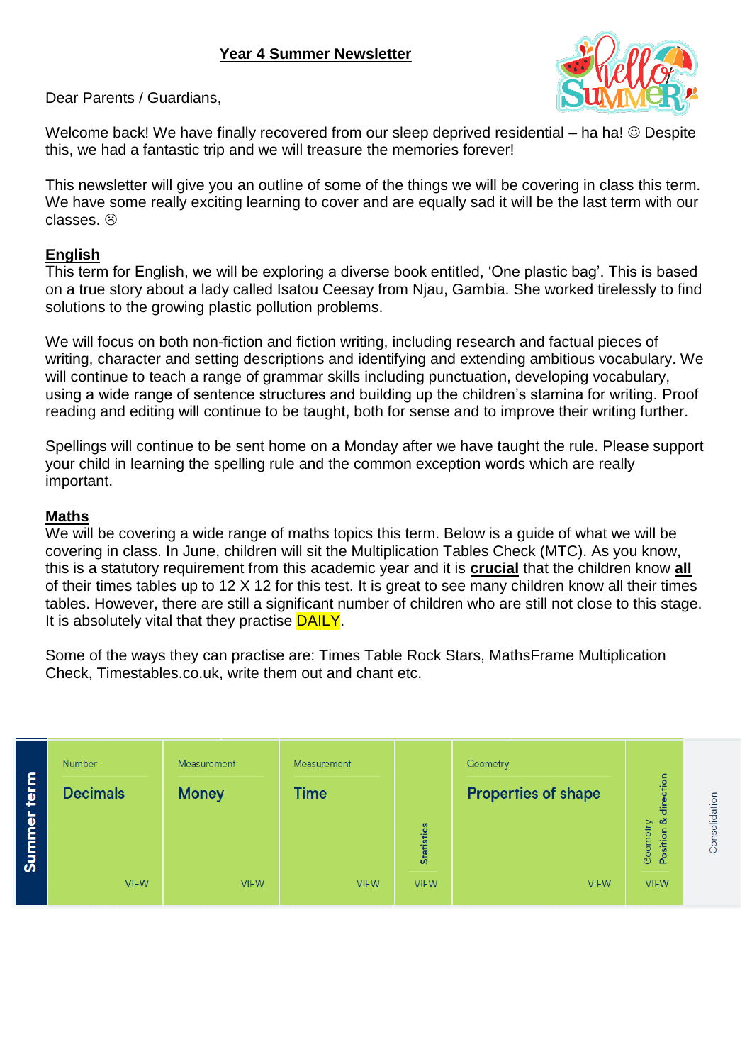# Year 4 Summer Newsletter

Dear Parents / Guardians,

Welcome back! We have finally recovered from our sleep deprived residential – ha ha! ☺ Despite this, we had a fantastic trip and we will treasure the memories forever!

This newsletter will give you an outline of some of the things we will be covering in class this term. We have some really exciting learning to cover and are equally sad it will be the last term with our classes. ☹

## English

This term for English, we will be exploring a diverse book entitled, 'One plastic bag'. This is based on a true story about a lady called Isatou Ceesay from Njau, Gambia. She worked tirelessly to find solutions to the growing plastic pollution problems.

We will focus on both non-fiction and fiction writing, including research and factual pieces of writing, character and setting descriptions and identifying and extending ambitious vocabulary. We will continue to teach a range of grammar skills including punctuation, developing vocabulary, using a wide range of sentence structures and building up the children's stamina for writing. Proof reading and editing will continue to be taught, both for sense and to improve their writing further.

Spellings will continue to be sent home on a Monday after we have taught the rule. Please support your child in learning the spelling rule and the common exception words which are really important.

## Maths

We will be covering a wide range of maths topics this term. Below is a guide of what we will be covering in class. In June, children will sit the Multiplication Tables Check (MTC). As you know, this is a statutory requirement from this academic year and it is **crucial** that the children know **all** of their times tables up to 12 X 12 for this test. It is great to see many children know all their times tables. However, there are still a significant number of children who are still not close to this stage. It is absolutely vital that they practise DAILY.

Some of the ways they can practise are: Times Table Rock Stars, MathsFrame Multiplication Check, Timestables.co.uk, write them out and chant etc.

| Summer term | Number | Measurement | Measurement | | Geometry | Geometry | |
|---|---|---|---|---|---|---|---|
| | Decimals | Money | Time | Statistics | Properties of shape | Position & direction | Consolidation |
| | VIEW | VIEW | VIEW | VIEW | VIEW | VIEW | |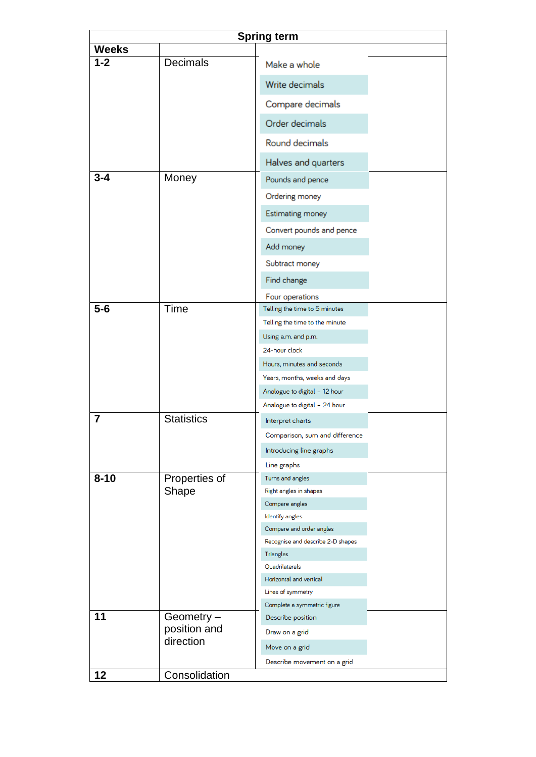| Spring term | | |
|---|---|---|
| **Weeks** | | |
| **1-2** | Decimals | Make a whole<br>Write decimals<br>Compare decimals<br>Order decimals<br>Round decimals<br>Halves and quarters |
| **3-4** | Money | Pounds and pence<br>Ordering money<br>Estimating money<br>Convert pounds and pence<br>Add money<br>Subtract money<br>Find change<br>Four operations |
| **5-6** | Time | Telling the time to 5 minutes<br>Telling the time to the minute<br>Using a.m. and p.m.<br>24-hour clock<br>Hours, minutes and seconds<br>Years, months, weeks and days<br>Analogue to digital – 12 hour<br>Analogue to digital – 24 hour |
| **7** | Statistics | Interpret charts<br>Comparison, sum and difference<br>Introducing line graphs<br>Line graphs |
| **8-10** | Properties of Shape | Turns and angles<br>Right angles in shapes<br>Compare angles<br>Identify angles<br>Compare and order angles<br>Recognise and describe 2-D shapes<br>Triangles<br>Quadrilaterals<br>Horizontal and vertical<br>Lines of symmetry<br>Complete a symmetric figure |
| **11** | Geometry – position and direction | Describe position<br>Draw on a grid<br>Move on a grid<br>Describe movement on a grid |
| **12** | Consolidation | |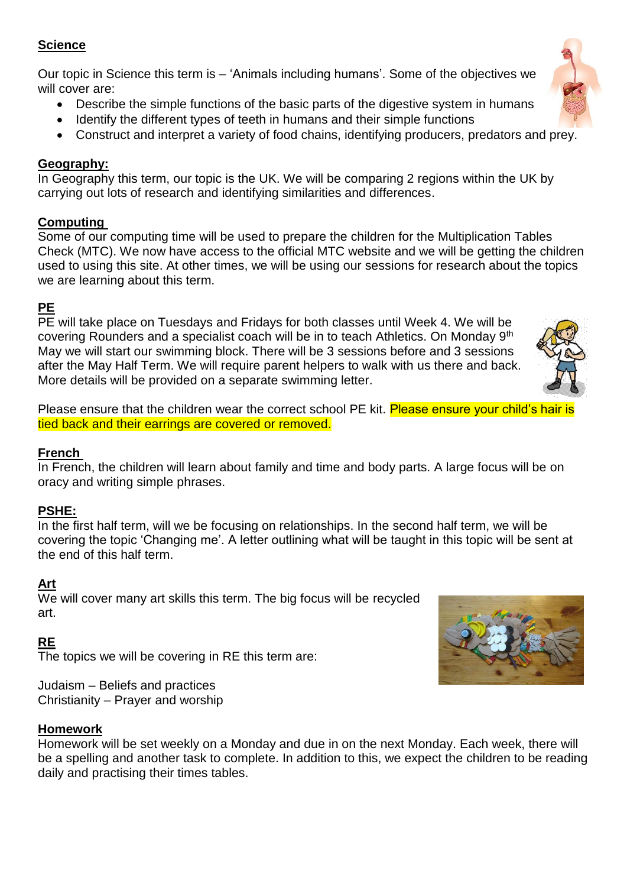## Science

Our topic in Science this term is – 'Animals including humans'. Some of the objectives we will cover are:

- Describe the simple functions of the basic parts of the digestive system in humans
- Identify the different types of teeth in humans and their simple functions
- Construct and interpret a variety of food chains, identifying producers, predators and prey.

## Geography:

In Geography this term, our topic is the UK. We will be comparing 2 regions within the UK by carrying out lots of research and identifying similarities and differences.

## Computing

Some of our computing time will be used to prepare the children for the Multiplication Tables Check (MTC). We now have access to the official MTC website and we will be getting the children used to using this site. At other times, we will be using our sessions for research about the topics we are learning about this term.

## PE

PE will take place on Tuesdays and Fridays for both classes until Week 4. We will be covering Rounders and a specialist coach will be in to teach Athletics. On Monday 9th May we will start our swimming block. There will be 3 sessions before and 3 sessions after the May Half Term. We will require parent helpers to walk with us there and back. More details will be provided on a separate swimming letter.

Please ensure that the children wear the correct school PE kit. Please ensure your child's hair is tied back and their earrings are covered or removed.

## French

In French, the children will learn about family and time and body parts. A large focus will be on oracy and writing simple phrases.

## PSHE:

In the first half term, will we be focusing on relationships. In the second half term, we will be covering the topic 'Changing me'. A letter outlining what will be taught in this topic will be sent at the end of this half term.

## Art

We will cover many art skills this term. The big focus will be recycled art.

## RE

The topics we will be covering in RE this term are:

Judaism – Beliefs and practices
Christianity – Prayer and worship

## Homework

Homework will be set weekly on a Monday and due in on the next Monday. Each week, there will be a spelling and another task to complete. In addition to this, we expect the children to be reading daily and practising their times tables.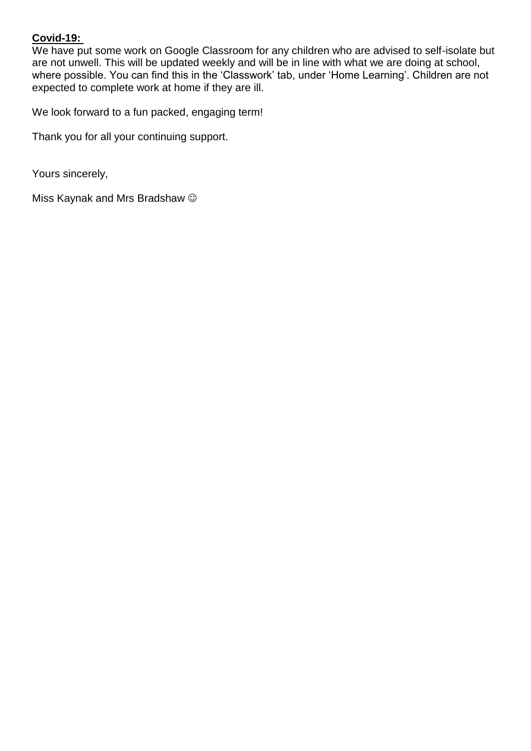**Covid-19:**

We have put some work on Google Classroom for any children who are advised to self-isolate but are not unwell. This will be updated weekly and will be in line with what we are doing at school, where possible. You can find this in the 'Classwork' tab, under 'Home Learning'. Children are not expected to complete work at home if they are ill.

We look forward to a fun packed, engaging term!

Thank you for all your continuing support.

Yours sincerely,

Miss Kaynak and Mrs Bradshaw ☺